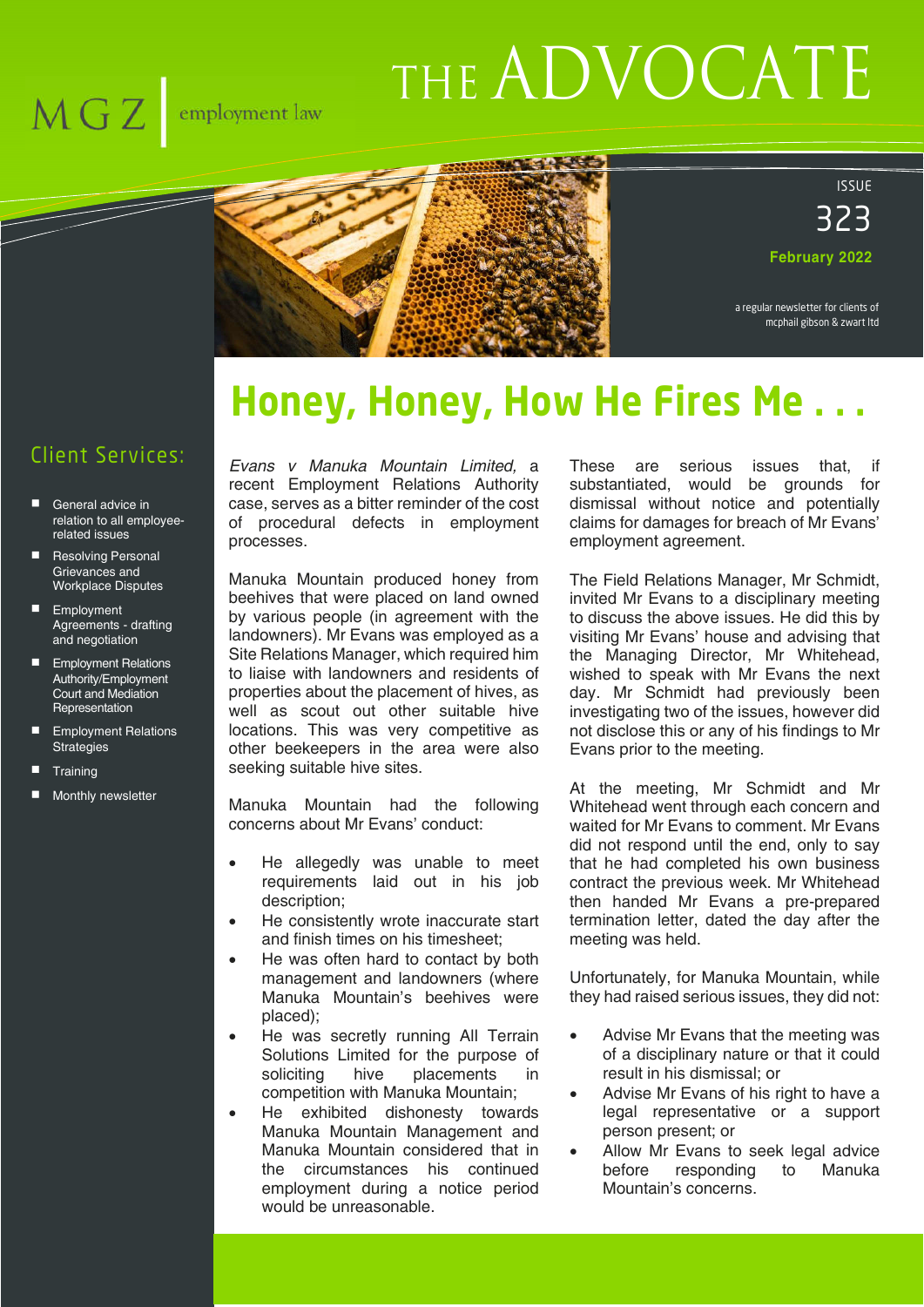MGZ | employment law

# THE ADVOCATE

ISSUE 323

February 2022

a regular newsletter for clients of mcphail gibson & zwart ltd

## Client Services:

- General advice in relation to all employee-related issues
- Resolving Personal Grievances and Workplace Disputes
- Employment Agreements - drafting and negotiation
- Employment Relations Authority/Employment Court and Mediation Representation
- Employment Relations Strategies
- Training
- Monthly newsletter

# Honey, Honey, How He Fires Me . . .

*Evans v Manuka Mountain Limited,* a recent Employment Relations Authority case, serves as a bitter reminder of the cost of procedural defects in employment processes.

Manuka Mountain produced honey from beehives that were placed on land owned by various people (in agreement with the landowners). Mr Evans was employed as a Site Relations Manager, which required him to liaise with landowners and residents of properties about the placement of hives, as well as scout out other suitable hive locations. This was very competitive as other beekeepers in the area were also seeking suitable hive sites.

Manuka Mountain had the following concerns about Mr Evans' conduct:

- He allegedly was unable to meet requirements laid out in his job description;
- He consistently wrote inaccurate start and finish times on his timesheet;
- He was often hard to contact by both management and landowners (where Manuka Mountain's beehives were placed);
- He was secretly running All Terrain Solutions Limited for the purpose of soliciting hive placements in competition with Manuka Mountain;
- He exhibited dishonesty towards Manuka Mountain Management and Manuka Mountain considered that in the circumstances his continued employment during a notice period would be unreasonable.

These are serious issues that, if substantiated, would be grounds for dismissal without notice and potentially claims for damages for breach of Mr Evans' employment agreement.

The Field Relations Manager, Mr Schmidt, invited Mr Evans to a disciplinary meeting to discuss the above issues. He did this by visiting Mr Evans' house and advising that the Managing Director, Mr Whitehead, wished to speak with Mr Evans the next day. Mr Schmidt had previously been investigating two of the issues, however did not disclose this or any of his findings to Mr Evans prior to the meeting.

At the meeting, Mr Schmidt and Mr Whitehead went through each concern and waited for Mr Evans to comment. Mr Evans did not respond until the end, only to say that he had completed his own business contract the previous week. Mr Whitehead then handed Mr Evans a pre-prepared termination letter, dated the day after the meeting was held.

Unfortunately, for Manuka Mountain, while they had raised serious issues, they did not:

- Advise Mr Evans that the meeting was of a disciplinary nature or that it could result in his dismissal; or
- Advise Mr Evans of his right to have a legal representative or a support person present; or
- Allow Mr Evans to seek legal advice before responding to Manuka Mountain's concerns.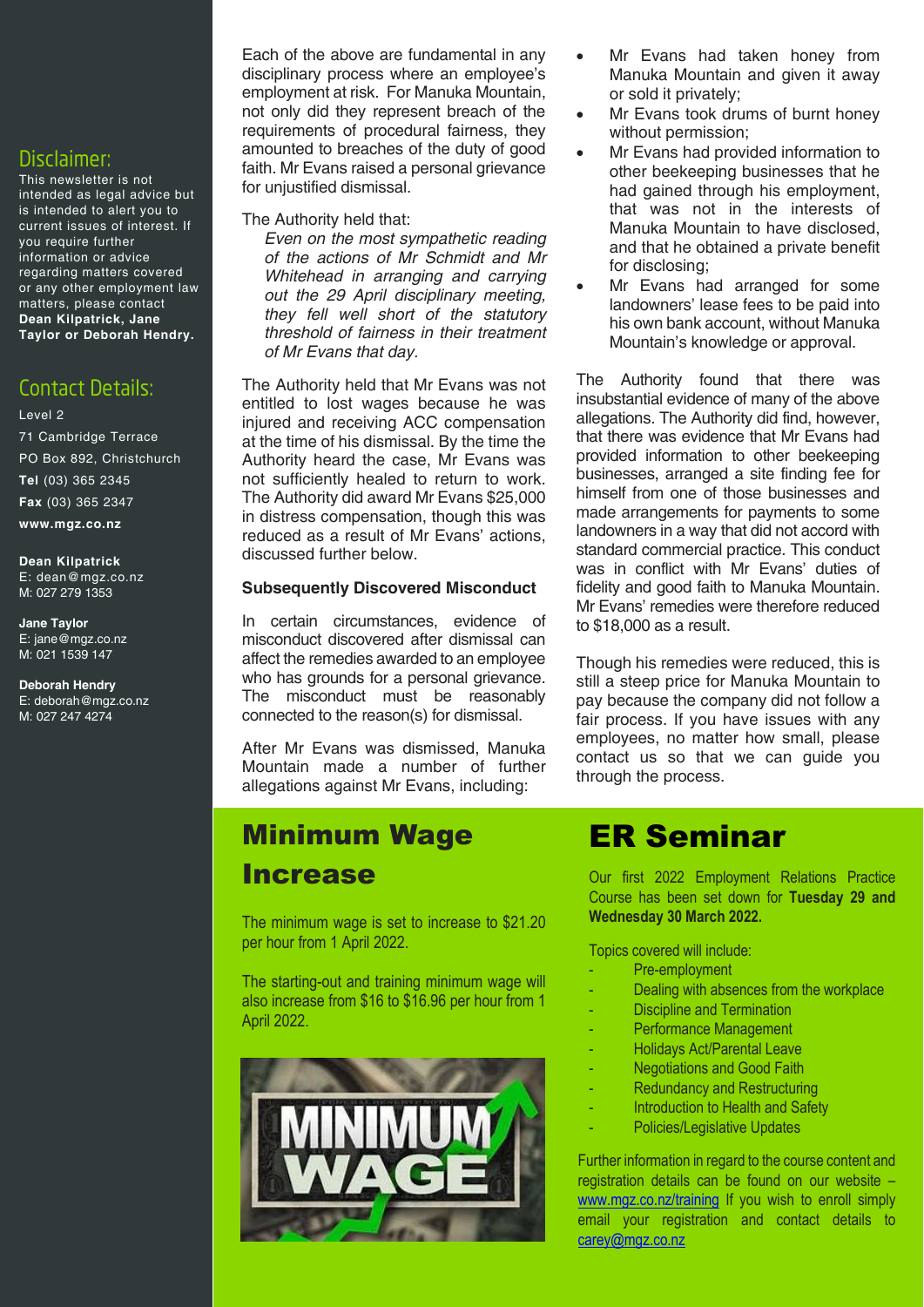Each of the above are fundamental in any disciplinary process where an employee's employment at risk. For Manuka Mountain, not only did they represent breach of the requirements of procedural fairness, they amounted to breaches of the duty of good faith. Mr Evans raised a personal grievance for unjustified dismissal.

The Authority held that:

*Even on the most sympathetic reading of the actions of Mr Schmidt and Mr Whitehead in arranging and carrying out the 29 April disciplinary meeting, they fell well short of the statutory threshold of fairness in their treatment of Mr Evans that day.*

The Authority held that Mr Evans was not entitled to lost wages because he was injured and receiving ACC compensation at the time of his dismissal. By the time the Authority heard the case, Mr Evans was not sufficiently healed to return to work. The Authority did award Mr Evans $25,000 in distress compensation, though this was reduced as a result of Mr Evans' actions, discussed further below.

**Subsequently Discovered Misconduct**

In certain circumstances, evidence of misconduct discovered after dismissal can affect the remedies awarded to an employee who has grounds for a personal grievance. The misconduct must be reasonably connected to the reason(s) for dismissal.

After Mr Evans was dismissed, Manuka Mountain made a number of further allegations against Mr Evans, including:

- Mr Evans had taken honey from Manuka Mountain and given it away or sold it privately;
- Mr Evans took drums of burnt honey without permission;
- Mr Evans had provided information to other beekeeping businesses that he had gained through his employment, that was not in the interests of Manuka Mountain to have disclosed, and that he obtained a private benefit for disclosing;
- Mr Evans had arranged for some landowners' lease fees to be paid into his own bank account, without Manuka Mountain's knowledge or approval.

The Authority found that there was insubstantial evidence of many of the above allegations. The Authority did find, however, that there was evidence that Mr Evans had provided information to other beekeeping businesses, arranged a site finding fee for himself from one of those businesses and made arrangements for payments to some landowners in a way that did not accord with standard commercial practice. This conduct was in conflict with Mr Evans' duties of fidelity and good faith to Manuka Mountain. Mr Evans' remedies were therefore reduced to $18,000 as a result.

Though his remedies were reduced, this is still a steep price for Manuka Mountain to pay because the company did not follow a fair process. If you have issues with any employees, no matter how small, please contact us so that we can guide you through the process.

# Minimum Wage Increase

The minimum wage is set to increase to $21.20 per hour from 1 April 2022.

The starting-out and training minimum wage will also increase from $16 to $16.96 per hour from 1 April 2022.

# ER Seminar

Our first 2022 Employment Relations Practice Course has been set down for **Tuesday 29 and Wednesday 30 March 2022.**

Topics covered will include:

- Pre-employment
- Dealing with absences from the workplace
- Discipline and Termination
- Performance Management
- Holidays Act/Parental Leave
- Negotiations and Good Faith
- Redundancy and Restructuring
- Introduction to Health and Safety
- Policies/Legislative Updates

Further information in regard to the course content and registration details can be found on our website – www.mgz.co.nz/training If you wish to enroll simply email your registration and contact details to carey@mgz.co.nz

## Disclaimer:

This newsletter is not intended as legal advice but is intended to alert you to current issues of interest. If you require further information or advice regarding matters covered or any other employment law matters, please contact **Dean Kilpatrick, Jane Taylor or Deborah Hendry.**

## Contact Details:

Level 2
71 Cambridge Terrace
PO Box 892, Christchurch
**Tel** (03) 365 2345
**Fax** (03) 365 2347
**www.mgz.co.nz**

**Dean Kilpatrick**
E: dean@mgz.co.nz
M: 027 279 1353

**Jane Taylor**
E: jane@mgz.co.nz
M: 021 1539 147

**Deborah Hendry**
E: deborah@mgz.co.nz
M: 027 247 4274